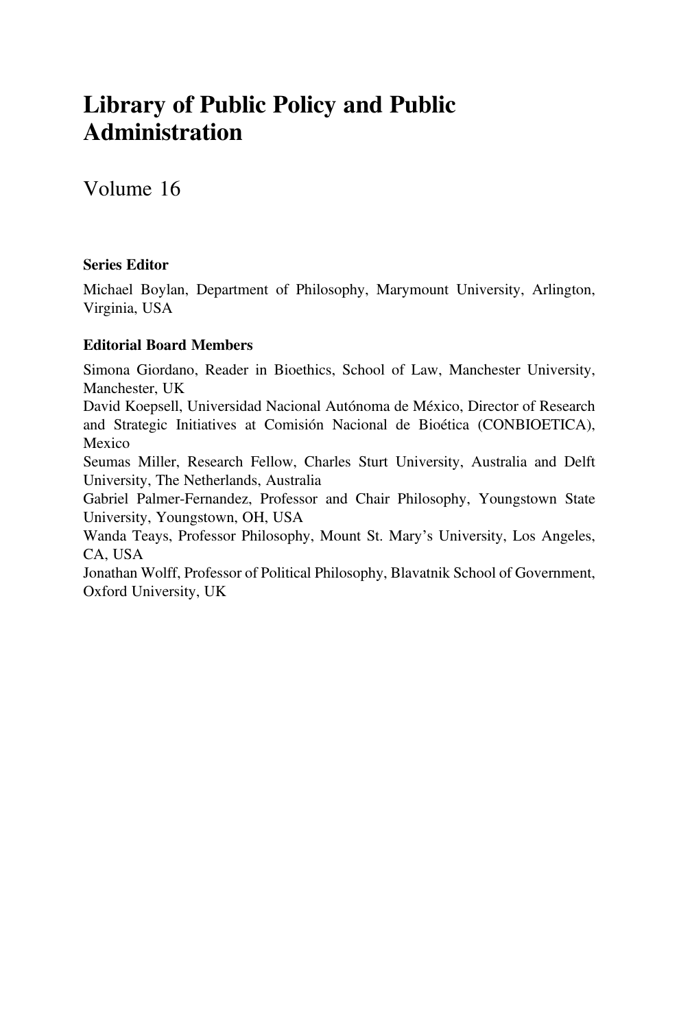# Library of Public Policy and Public Administration

Volume 16

**Series Editor**

Michael Boylan, Department of Philosophy, Marymount University, Arlington, Virginia, USA

**Editorial Board Members**

Simona Giordano, Reader in Bioethics, School of Law, Manchester University, Manchester, UK

David Koepsell, Universidad Nacional Autónoma de México, Director of Research and Strategic Initiatives at Comisión Nacional de Bioética (CONBIOETICA), Mexico

Seumas Miller, Research Fellow, Charles Sturt University, Australia and Delft University, The Netherlands, Australia

Gabriel Palmer-Fernandez, Professor and Chair Philosophy, Youngstown State University, Youngstown, OH, USA

Wanda Teays, Professor Philosophy, Mount St. Mary's University, Los Angeles, CA, USA

Jonathan Wolff, Professor of Political Philosophy, Blavatnik School of Government, Oxford University, UK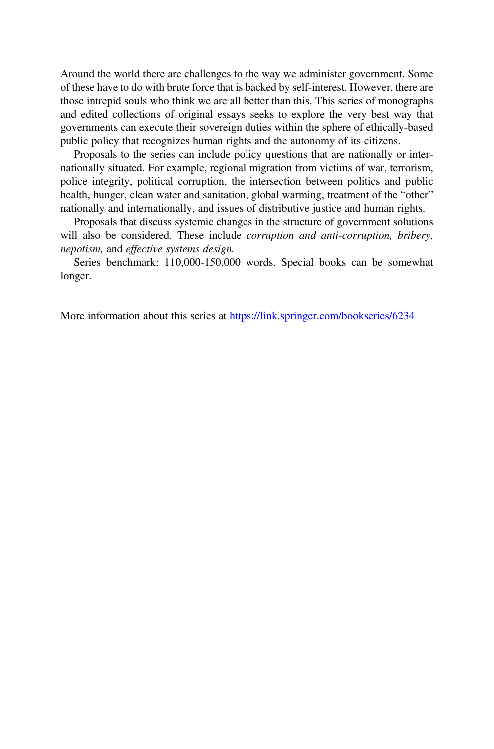Around the world there are challenges to the way we administer government. Some of these have to do with brute force that is backed by self-interest. However, there are those intrepid souls who think we are all better than this. This series of monographs and edited collections of original essays seeks to explore the very best way that governments can execute their sovereign duties within the sphere of ethically-based public policy that recognizes human rights and the autonomy of its citizens.

Proposals to the series can include policy questions that are nationally or internationally situated. For example, regional migration from victims of war, terrorism, police integrity, political corruption, the intersection between politics and public health, hunger, clean water and sanitation, global warming, treatment of the "other" nationally and internationally, and issues of distributive justice and human rights.

Proposals that discuss systemic changes in the structure of government solutions will also be considered. These include *corruption and anti-corruption, bribery, nepotism,* and *effective systems design.*

Series benchmark: 110,000-150,000 words. Special books can be somewhat longer.

More information about this series at https://link.springer.com/bookseries/6234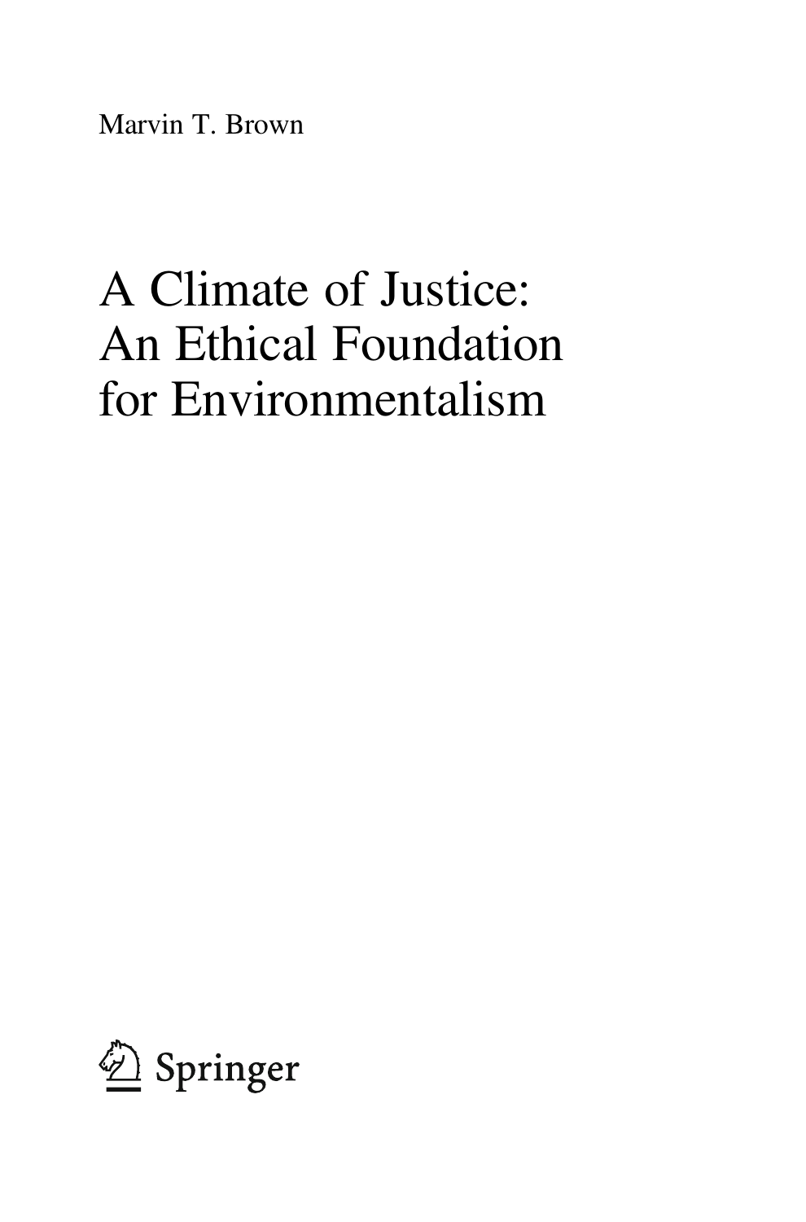Marvin T. Brown

# A Climate of Justice: An Ethical Foundation for Environmentalism

Springer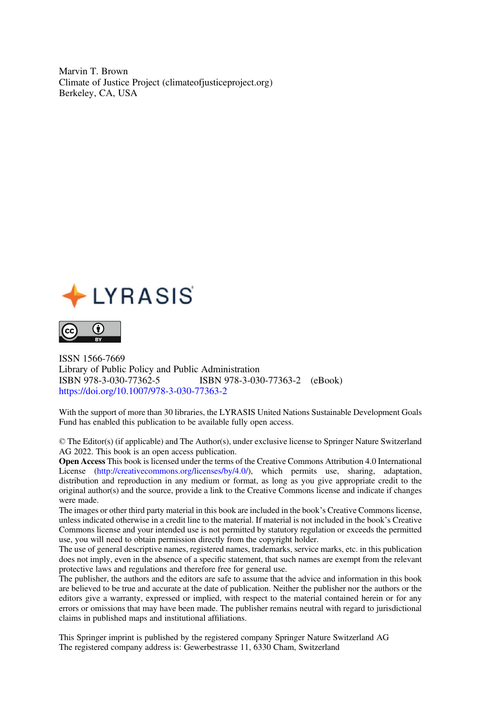Marvin T. Brown
Climate of Justice Project (climateofjusticeproject.org)
Berkeley, CA, USA

ISSN 1566-7669
Library of Public Policy and Public Administration
ISBN 978-3-030-77362-5 ISBN 978-3-030-77363-2 (eBook)
https://doi.org/10.1007/978-3-030-77363-2

With the support of more than 30 libraries, the LYRASIS United Nations Sustainable Development Goals Fund has enabled this publication to be available fully open access.

© The Editor(s) (if applicable) and The Author(s), under exclusive license to Springer Nature Switzerland AG 2022. This book is an open access publication.

**Open Access** This book is licensed under the terms of the Creative Commons Attribution 4.0 International License (http://creativecommons.org/licenses/by/4.0/), which permits use, sharing, adaptation, distribution and reproduction in any medium or format, as long as you give appropriate credit to the original author(s) and the source, provide a link to the Creative Commons license and indicate if changes were made.

The images or other third party material in this book are included in the book's Creative Commons license, unless indicated otherwise in a credit line to the material. If material is not included in the book's Creative Commons license and your intended use is not permitted by statutory regulation or exceeds the permitted use, you will need to obtain permission directly from the copyright holder.

The use of general descriptive names, registered names, trademarks, service marks, etc. in this publication does not imply, even in the absence of a specific statement, that such names are exempt from the relevant protective laws and regulations and therefore free for general use.

The publisher, the authors and the editors are safe to assume that the advice and information in this book are believed to be true and accurate at the date of publication. Neither the publisher nor the authors or the editors give a warranty, expressed or implied, with respect to the material contained herein or for any errors or omissions that may have been made. The publisher remains neutral with regard to jurisdictional claims in published maps and institutional affiliations.

This Springer imprint is published by the registered company Springer Nature Switzerland AG
The registered company address is: Gewerbestrasse 11, 6330 Cham, Switzerland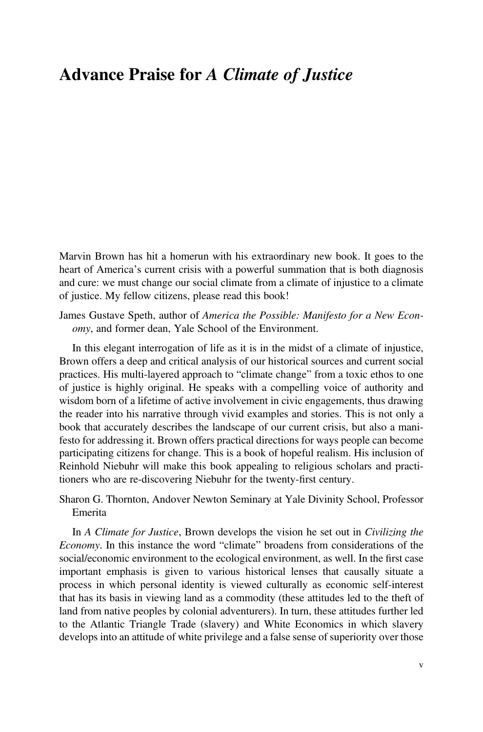# Advance Praise for *A Climate of Justice*

Marvin Brown has hit a homerun with his extraordinary new book. It goes to the heart of America's current crisis with a powerful summation that is both diagnosis and cure: we must change our social climate from a climate of injustice to a climate of justice. My fellow citizens, please read this book!

James Gustave Speth, author of *America the Possible: Manifesto for a New Economy*, and former dean, Yale School of the Environment.

In this elegant interrogation of life as it is in the midst of a climate of injustice, Brown offers a deep and critical analysis of our historical sources and current social practices. His multi-layered approach to "climate change" from a toxic ethos to one of justice is highly original. He speaks with a compelling voice of authority and wisdom born of a lifetime of active involvement in civic engagements, thus drawing the reader into his narrative through vivid examples and stories. This is not only a book that accurately describes the landscape of our current crisis, but also a manifesto for addressing it. Brown offers practical directions for ways people can become participating citizens for change. This is a book of hopeful realism. His inclusion of Reinhold Niebuhr will make this book appealing to religious scholars and practitioners who are re-discovering Niebuhr for the twenty-first century.

Sharon G. Thornton, Andover Newton Seminary at Yale Divinity School, Professor Emerita

In *A Climate for Justice*, Brown develops the vision he set out in *Civilizing the Economy*. In this instance the word "climate" broadens from considerations of the social/economic environment to the ecological environment, as well. In the first case important emphasis is given to various historical lenses that causally situate a process in which personal identity is viewed culturally as economic self-interest that has its basis in viewing land as a commodity (these attitudes led to the theft of land from native peoples by colonial adventurers). In turn, these attitudes further led to the Atlantic Triangle Trade (slavery) and White Economics in which slavery develops into an attitude of white privilege and a false sense of superiority over those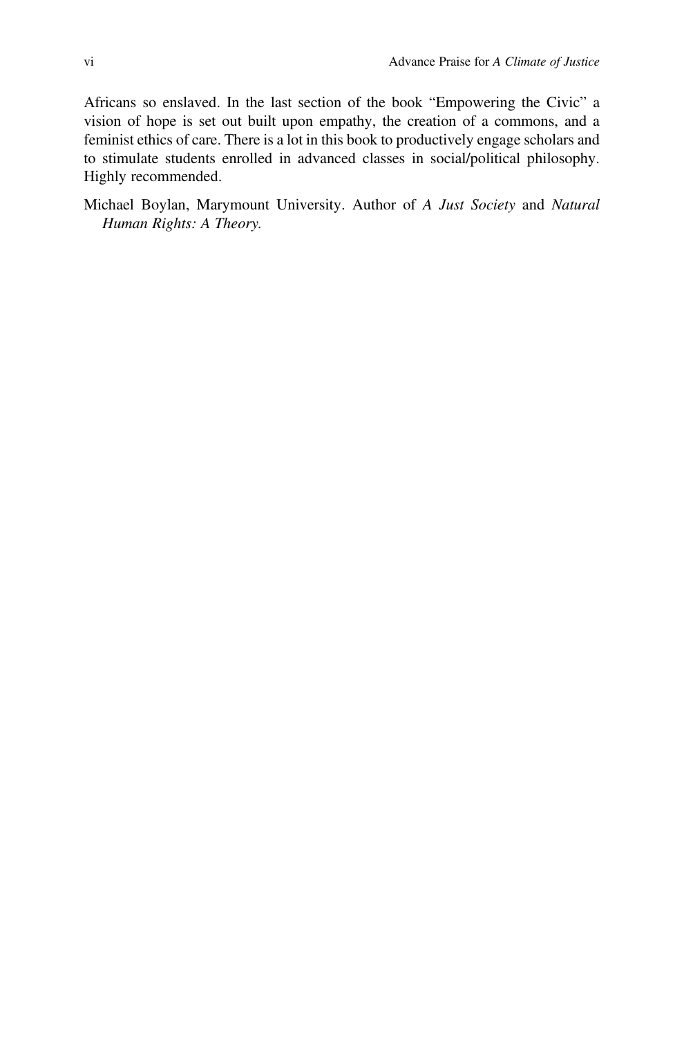Africans so enslaved. In the last section of the book "Empowering the Civic" a vision of hope is set out built upon empathy, the creation of a commons, and a feminist ethics of care. There is a lot in this book to productively engage scholars and to stimulate students enrolled in advanced classes in social/political philosophy. Highly recommended.

Michael Boylan, Marymount University. Author of *A Just Society* and *Natural Human Rights: A Theory.*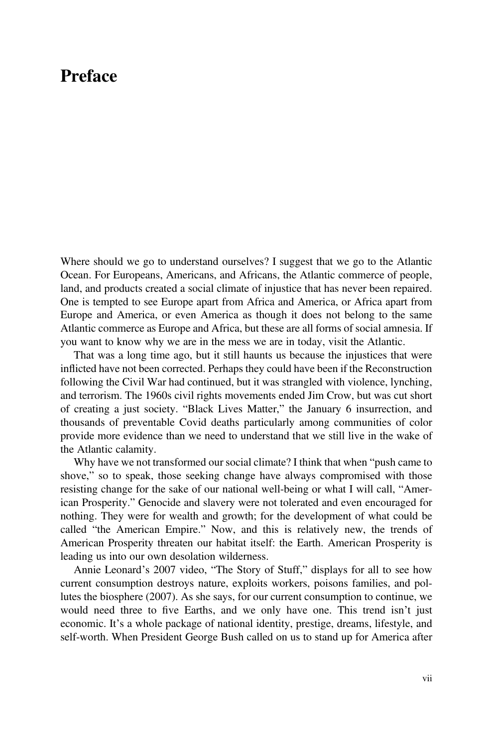# Preface

Where should we go to understand ourselves? I suggest that we go to the Atlantic Ocean. For Europeans, Americans, and Africans, the Atlantic commerce of people, land, and products created a social climate of injustice that has never been repaired. One is tempted to see Europe apart from Africa and America, or Africa apart from Europe and America, or even America as though it does not belong to the same Atlantic commerce as Europe and Africa, but these are all forms of social amnesia. If you want to know why we are in the mess we are in today, visit the Atlantic.

That was a long time ago, but it still haunts us because the injustices that were inflicted have not been corrected. Perhaps they could have been if the Reconstruction following the Civil War had continued, but it was strangled with violence, lynching, and terrorism. The 1960s civil rights movements ended Jim Crow, but was cut short of creating a just society. "Black Lives Matter," the January 6 insurrection, and thousands of preventable Covid deaths particularly among communities of color provide more evidence than we need to understand that we still live in the wake of the Atlantic calamity.

Why have we not transformed our social climate? I think that when "push came to shove," so to speak, those seeking change have always compromised with those resisting change for the sake of our national well-being or what I will call, "American Prosperity." Genocide and slavery were not tolerated and even encouraged for nothing. They were for wealth and growth; for the development of what could be called "the American Empire." Now, and this is relatively new, the trends of American Prosperity threaten our habitat itself: the Earth. American Prosperity is leading us into our own desolation wilderness.

Annie Leonard's 2007 video, "The Story of Stuff," displays for all to see how current consumption destroys nature, exploits workers, poisons families, and pollutes the biosphere (2007). As she says, for our current consumption to continue, we would need three to five Earths, and we only have one. This trend isn't just economic. It's a whole package of national identity, prestige, dreams, lifestyle, and self-worth. When President George Bush called on us to stand up for America after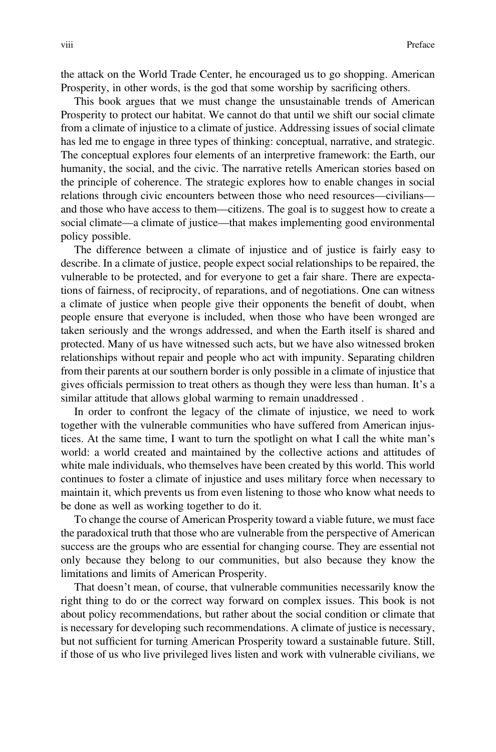the attack on the World Trade Center, he encouraged us to go shopping. American Prosperity, in other words, is the god that some worship by sacrificing others.

This book argues that we must change the unsustainable trends of American Prosperity to protect our habitat. We cannot do that until we shift our social climate from a climate of injustice to a climate of justice. Addressing issues of social climate has led me to engage in three types of thinking: conceptual, narrative, and strategic. The conceptual explores four elements of an interpretive framework: the Earth, our humanity, the social, and the civic. The narrative retells American stories based on the principle of coherence. The strategic explores how to enable changes in social relations through civic encounters between those who need resources—civilians—and those who have access to them—citizens. The goal is to suggest how to create a social climate—a climate of justice—that makes implementing good environmental policy possible.

The difference between a climate of injustice and of justice is fairly easy to describe. In a climate of justice, people expect social relationships to be repaired, the vulnerable to be protected, and for everyone to get a fair share. There are expectations of fairness, of reciprocity, of reparations, and of negotiations. One can witness a climate of justice when people give their opponents the benefit of doubt, when people ensure that everyone is included, when those who have been wronged are taken seriously and the wrongs addressed, and when the Earth itself is shared and protected. Many of us have witnessed such acts, but we have also witnessed broken relationships without repair and people who act with impunity. Separating children from their parents at our southern border is only possible in a climate of injustice that gives officials permission to treat others as though they were less than human. It's a similar attitude that allows global warming to remain unaddressed .

In order to confront the legacy of the climate of injustice, we need to work together with the vulnerable communities who have suffered from American injustices. At the same time, I want to turn the spotlight on what I call the white man's world: a world created and maintained by the collective actions and attitudes of white male individuals, who themselves have been created by this world. This world continues to foster a climate of injustice and uses military force when necessary to maintain it, which prevents us from even listening to those who know what needs to be done as well as working together to do it.

To change the course of American Prosperity toward a viable future, we must face the paradoxical truth that those who are vulnerable from the perspective of American success are the groups who are essential for changing course. They are essential not only because they belong to our communities, but also because they know the limitations and limits of American Prosperity.

That doesn't mean, of course, that vulnerable communities necessarily know the right thing to do or the correct way forward on complex issues. This book is not about policy recommendations, but rather about the social condition or climate that is necessary for developing such recommendations. A climate of justice is necessary, but not sufficient for turning American Prosperity toward a sustainable future. Still, if those of us who live privileged lives listen and work with vulnerable civilians, we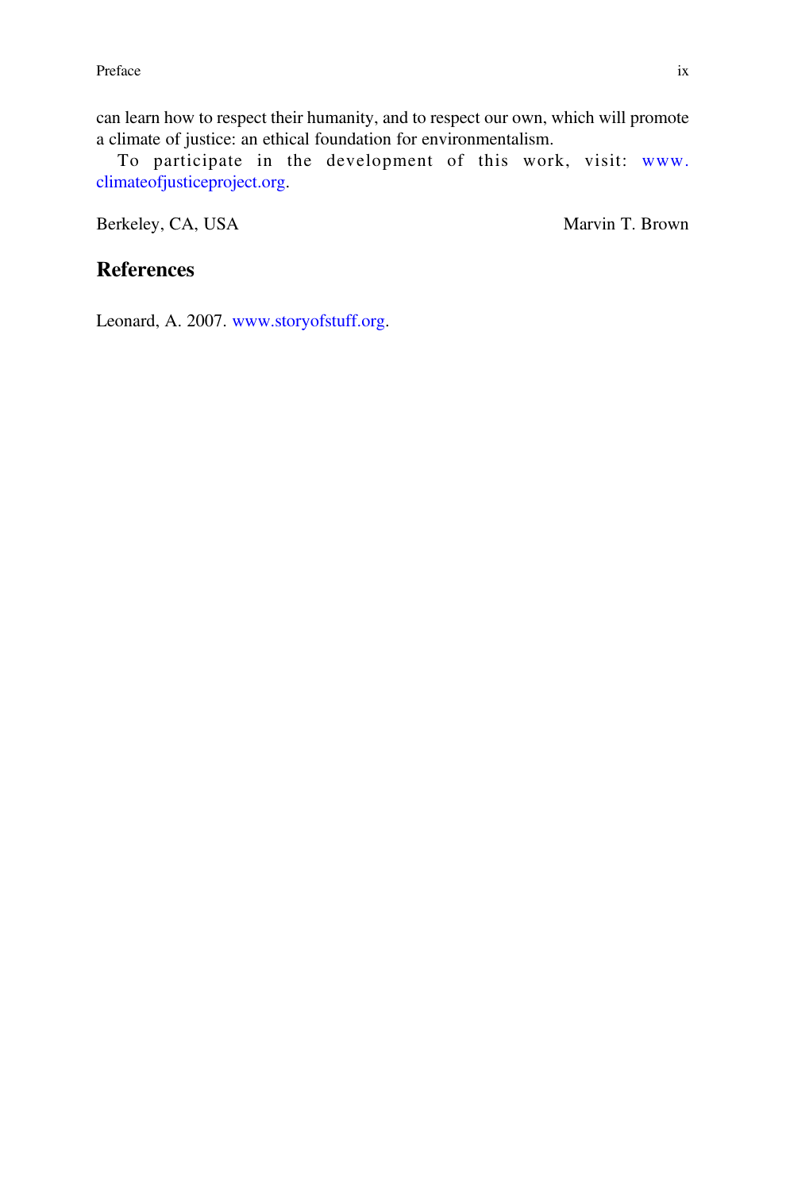can learn how to respect their humanity, and to respect our own, which will promote a climate of justice: an ethical foundation for environmentalism.

To participate in the development of this work, visit: www.climateofjusticeproject.org.

Berkeley, CA, USA Marvin T. Brown

## References

Leonard, A. 2007. www.storyofstuff.org.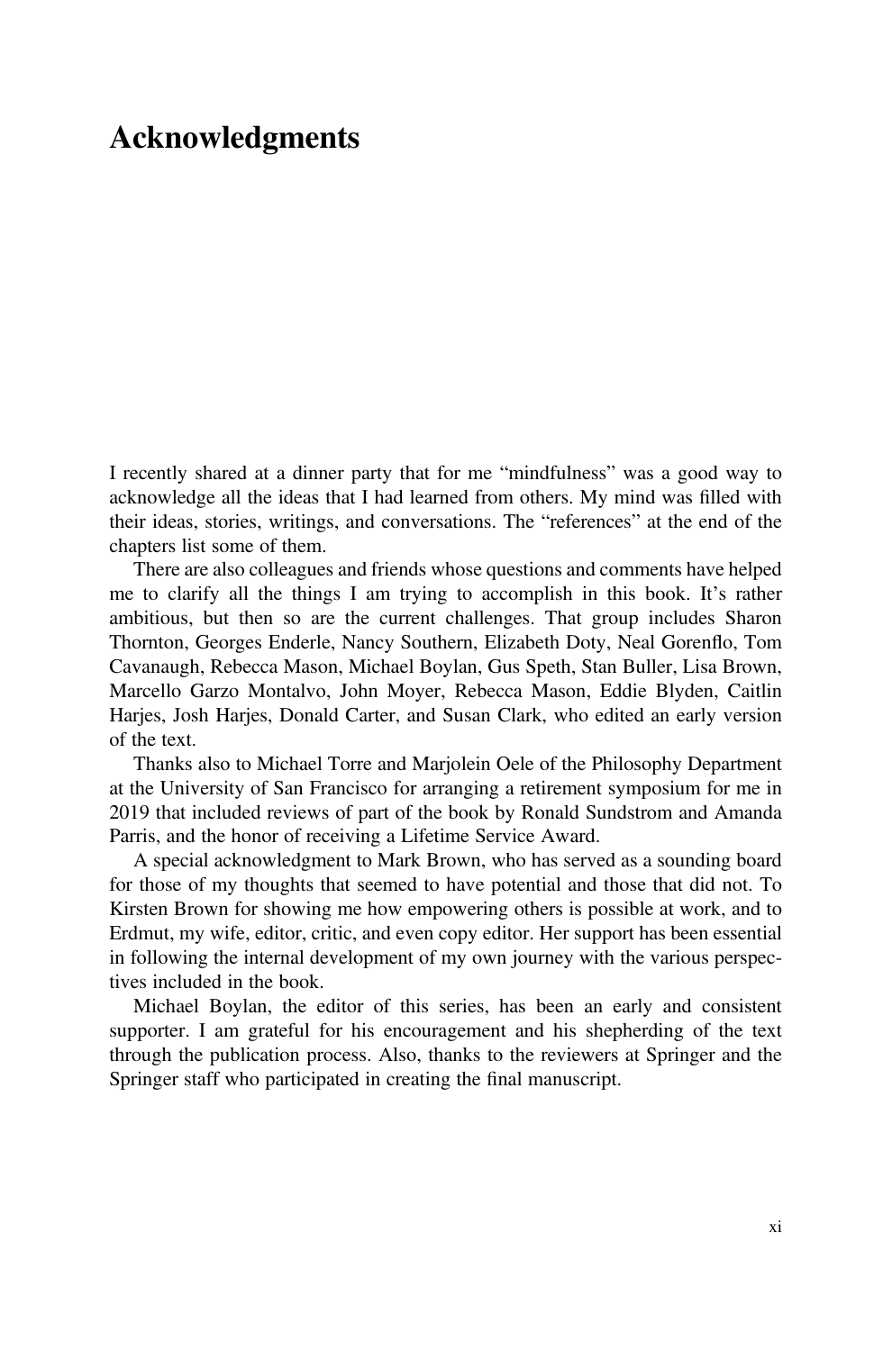# Acknowledgments

I recently shared at a dinner party that for me "mindfulness" was a good way to acknowledge all the ideas that I had learned from others. My mind was filled with their ideas, stories, writings, and conversations. The "references" at the end of the chapters list some of them.

There are also colleagues and friends whose questions and comments have helped me to clarify all the things I am trying to accomplish in this book. It's rather ambitious, but then so are the current challenges. That group includes Sharon Thornton, Georges Enderle, Nancy Southern, Elizabeth Doty, Neal Gorenflo, Tom Cavanaugh, Rebecca Mason, Michael Boylan, Gus Speth, Stan Buller, Lisa Brown, Marcello Garzo Montalvo, John Moyer, Rebecca Mason, Eddie Blyden, Caitlin Harjes, Josh Harjes, Donald Carter, and Susan Clark, who edited an early version of the text.

Thanks also to Michael Torre and Marjolein Oele of the Philosophy Department at the University of San Francisco for arranging a retirement symposium for me in 2019 that included reviews of part of the book by Ronald Sundstrom and Amanda Parris, and the honor of receiving a Lifetime Service Award.

A special acknowledgment to Mark Brown, who has served as a sounding board for those of my thoughts that seemed to have potential and those that did not. To Kirsten Brown for showing me how empowering others is possible at work, and to Erdmut, my wife, editor, critic, and even copy editor. Her support has been essential in following the internal development of my own journey with the various perspectives included in the book.

Michael Boylan, the editor of this series, has been an early and consistent supporter. I am grateful for his encouragement and his shepherding of the text through the publication process. Also, thanks to the reviewers at Springer and the Springer staff who participated in creating the final manuscript.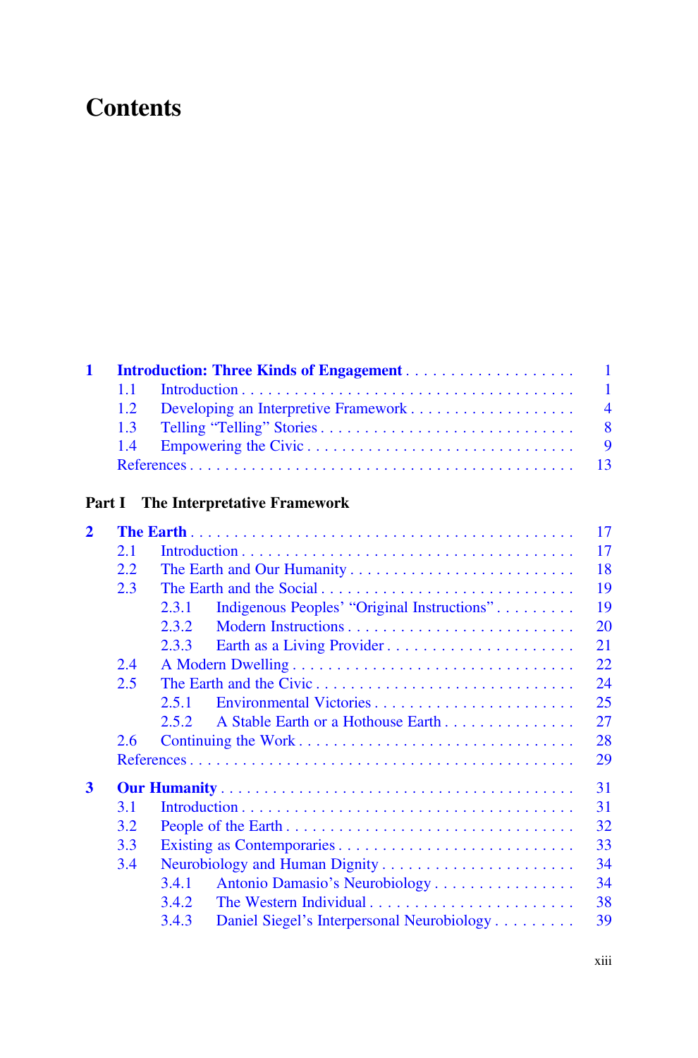# Contents

| | | |
|---|---|---|
| **1** | **Introduction: Three Kinds of Engagement** | **1** |
| 1.1 | Introduction | 1 |
| 1.2 | Developing an Interpretive Framework | 4 |
| 1.3 | Telling “Telling” Stories | 8 |
| 1.4 | Empowering the Civic | 9 |
| | References | 13 |

**Part I The Interpretative Framework**

| | | |
|---|---|---|
| **2** | **The Earth** | **17** |
| 2.1 | Introduction | 17 |
| 2.2 | The Earth and Our Humanity | 18 |
| 2.3 | The Earth and the Social | 19 |
| 2.3.1 | Indigenous Peoples’ “Original Instructions” | 19 |
| 2.3.2 | Modern Instructions | 20 |
| 2.3.3 | Earth as a Living Provider | 21 |
| 2.4 | A Modern Dwelling | 22 |
| 2.5 | The Earth and the Civic | 24 |
| 2.5.1 | Environmental Victories | 25 |
| 2.5.2 | A Stable Earth or a Hothouse Earth | 27 |
| 2.6 | Continuing the Work | 28 |
| | References | 29 |
| **3** | **Our Humanity** | **31** |
| 3.1 | Introduction | 31 |
| 3.2 | People of the Earth | 32 |
| 3.3 | Existing as Contemporaries | 33 |
| 3.4 | Neurobiology and Human Dignity | 34 |
| 3.4.1 | Antonio Damasio’s Neurobiology | 34 |
| 3.4.2 | The Western Individual | 38 |
| 3.4.3 | Daniel Siegel’s Interpersonal Neurobiology | 39 |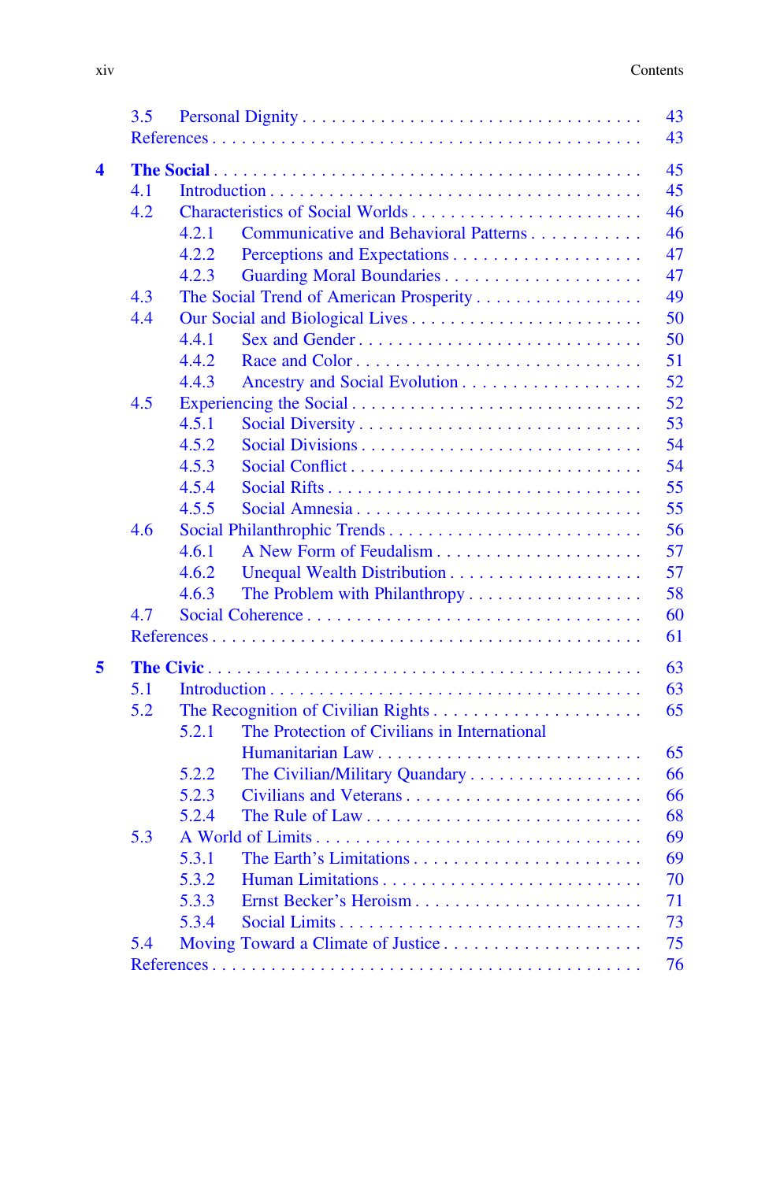3.5 Personal Dignity . . . . . . . . . . . . . . . . . . . . . . . . . . . . . . . . 43
References . . . . . . . . . . . . . . . . . . . . . . . . . . . . . . . . . . . . . . . 43

**4 The Social** . . . . . . . . . . . . . . . . . . . . . . . . . . . . . . . . . . . . . . 45
- 4.1 Introduction . . . . . . . . . . . . . . . . . . . . . . . . . . . . . . . . . . . 45
- 4.2 Characteristics of Social Worlds . . . . . . . . . . . . . . . . . . . . . . 46
  - 4.2.1 Communicative and Behavioral Patterns . . . . . . . . . . . 46
  - 4.2.2 Perceptions and Expectations . . . . . . . . . . . . . . . . . . 47
  - 4.2.3 Guarding Moral Boundaries . . . . . . . . . . . . . . . . . . . 47
- 4.3 The Social Trend of American Prosperity . . . . . . . . . . . . . . . . 49
- 4.4 Our Social and Biological Lives . . . . . . . . . . . . . . . . . . . . . . 50
  - 4.4.1 Sex and Gender . . . . . . . . . . . . . . . . . . . . . . . . . . . 50
  - 4.4.2 Race and Color . . . . . . . . . . . . . . . . . . . . . . . . . . . 51
  - 4.4.3 Ancestry and Social Evolution . . . . . . . . . . . . . . . . . 52
- 4.5 Experiencing the Social . . . . . . . . . . . . . . . . . . . . . . . . . . . 52
  - 4.5.1 Social Diversity . . . . . . . . . . . . . . . . . . . . . . . . . . . 53
  - 4.5.2 Social Divisions . . . . . . . . . . . . . . . . . . . . . . . . . . . 54
  - 4.5.3 Social Conflict . . . . . . . . . . . . . . . . . . . . . . . . . . . . 54
  - 4.5.4 Social Rifts . . . . . . . . . . . . . . . . . . . . . . . . . . . . . . 55
  - 4.5.5 Social Amnesia . . . . . . . . . . . . . . . . . . . . . . . . . . . 55
- 4.6 Social Philanthropic Trends . . . . . . . . . . . . . . . . . . . . . . . . 56
  - 4.6.1 A New Form of Feudalism . . . . . . . . . . . . . . . . . . . . 57
  - 4.6.2 Unequal Wealth Distribution . . . . . . . . . . . . . . . . . . . 57
  - 4.6.3 The Problem with Philanthropy . . . . . . . . . . . . . . . . . 58
- 4.7 Social Coherence . . . . . . . . . . . . . . . . . . . . . . . . . . . . . . . 60
- References . . . . . . . . . . . . . . . . . . . . . . . . . . . . . . . . . . . . . 61

**5 The Civic** . . . . . . . . . . . . . . . . . . . . . . . . . . . . . . . . . . . . . . 63
- 5.1 Introduction . . . . . . . . . . . . . . . . . . . . . . . . . . . . . . . . . . . 63
- 5.2 The Recognition of Civilian Rights . . . . . . . . . . . . . . . . . . . . 65
  - 5.2.1 The Protection of Civilians in International Humanitarian Law . . . . . . . . . . . . . . . . . . . . . . . . . . 65
  - 5.2.2 The Civilian/Military Quandary . . . . . . . . . . . . . . . . . 66
  - 5.2.3 Civilians and Veterans . . . . . . . . . . . . . . . . . . . . . . . 66
  - 5.2.4 The Rule of Law . . . . . . . . . . . . . . . . . . . . . . . . . . . 68
- 5.3 A World of Limits . . . . . . . . . . . . . . . . . . . . . . . . . . . . . . . 69
  - 5.3.1 The Earth's Limitations . . . . . . . . . . . . . . . . . . . . . . 69
  - 5.3.2 Human Limitations . . . . . . . . . . . . . . . . . . . . . . . . . 70
  - 5.3.3 Ernst Becker's Heroism . . . . . . . . . . . . . . . . . . . . . . 71
  - 5.3.4 Social Limits . . . . . . . . . . . . . . . . . . . . . . . . . . . . . 73
- 5.4 Moving Toward a Climate of Justice . . . . . . . . . . . . . . . . . . . 75
- References . . . . . . . . . . . . . . . . . . . . . . . . . . . . . . . . . . . . . 76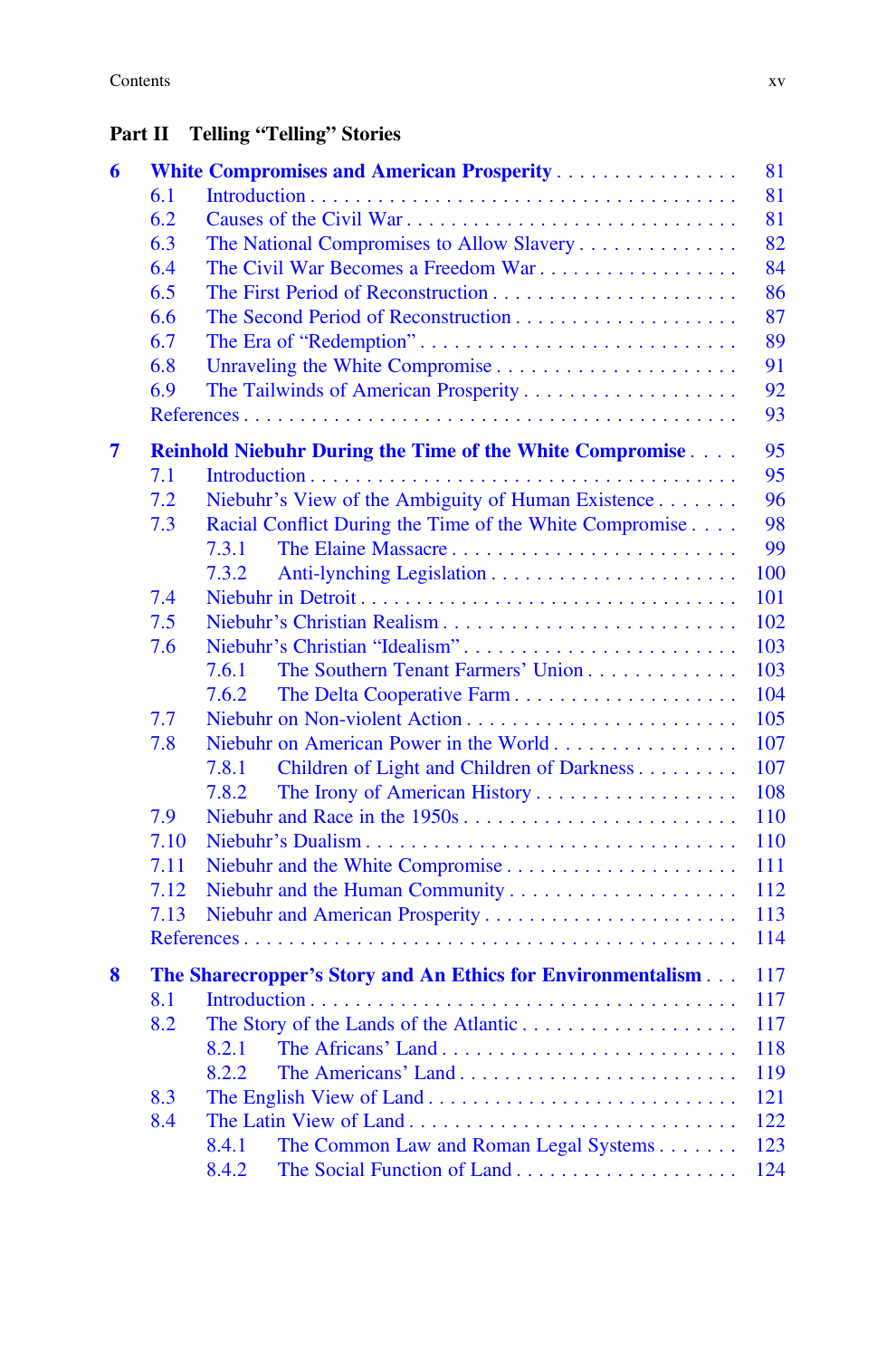## Part II Telling "Telling" Stories

**6 White Compromises and American Prosperity** ... 81
- 6.1 Introduction ... 81
- 6.2 Causes of the Civil War ... 81
- 6.3 The National Compromises to Allow Slavery ... 82
- 6.4 The Civil War Becomes a Freedom War ... 84
- 6.5 The First Period of Reconstruction ... 86
- 6.6 The Second Period of Reconstruction ... 87
- 6.7 The Era of "Redemption" ... 89
- 6.8 Unraveling the White Compromise ... 91
- 6.9 The Tailwinds of American Prosperity ... 92
- References ... 93

**7 Reinhold Niebuhr During the Time of the White Compromise** ... 95
- 7.1 Introduction ... 95
- 7.2 Niebuhr's View of the Ambiguity of Human Existence ... 96
- 7.3 Racial Conflict During the Time of the White Compromise ... 98
  - 7.3.1 The Elaine Massacre ... 99
  - 7.3.2 Anti-lynching Legislation ... 100
- 7.4 Niebuhr in Detroit ... 101
- 7.5 Niebuhr's Christian Realism ... 102
- 7.6 Niebuhr's Christian "Idealism" ... 103
  - 7.6.1 The Southern Tenant Farmers' Union ... 103
  - 7.6.2 The Delta Cooperative Farm ... 104
- 7.7 Niebuhr on Non-violent Action ... 105
- 7.8 Niebuhr on American Power in the World ... 107
  - 7.8.1 Children of Light and Children of Darkness ... 107
  - 7.8.2 The Irony of American History ... 108
- 7.9 Niebuhr and Race in the 1950s ... 110
- 7.10 Niebuhr's Dualism ... 110
- 7.11 Niebuhr and the White Compromise ... 111
- 7.12 Niebuhr and the Human Community ... 112
- 7.13 Niebuhr and American Prosperity ... 113
- References ... 114

**8 The Sharecropper's Story and An Ethics for Environmentalism** ... 117
- 8.1 Introduction ... 117
- 8.2 The Story of the Lands of the Atlantic ... 117
  - 8.2.1 The Africans' Land ... 118
  - 8.2.2 The Americans' Land ... 119
- 8.3 The English View of Land ... 121
- 8.4 The Latin View of Land ... 122
  - 8.4.1 The Common Law and Roman Legal Systems ... 123
  - 8.4.2 The Social Function of Land ... 124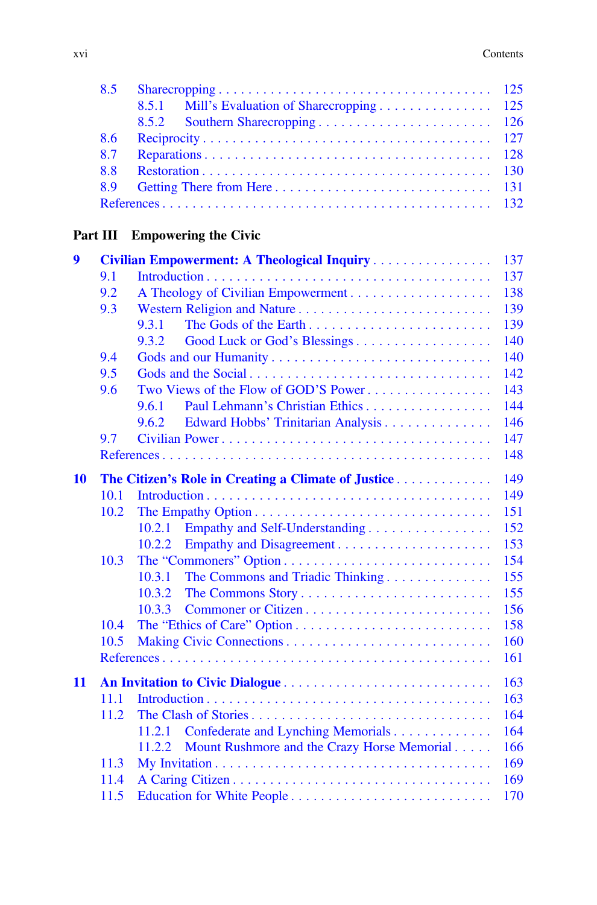- 8.5 Sharecropping . . . . . . . . . . . . . . . . . . . . . . . . . . . . . . . . . . . 125
  - 8.5.1 Mill's Evaluation of Sharecropping . . . . . . . . . . . . . . . 125
  - 8.5.2 Southern Sharecropping . . . . . . . . . . . . . . . . . . . . . . 126
- 8.6 Reciprocity . . . . . . . . . . . . . . . . . . . . . . . . . . . . . . . . . . . . 127
- 8.7 Reparations . . . . . . . . . . . . . . . . . . . . . . . . . . . . . . . . . . . 128
- 8.8 Restoration . . . . . . . . . . . . . . . . . . . . . . . . . . . . . . . . . . . 130
- 8.9 Getting There from Here . . . . . . . . . . . . . . . . . . . . . . . . . . 131
- References . . . . . . . . . . . . . . . . . . . . . . . . . . . . . . . . . . . . . . 132

## Part III Empowering the Civic

**9 Civilian Empowerment: A Theological Inquiry . . . . . . . . . . . . . . . . 137**

- 9.1 Introduction . . . . . . . . . . . . . . . . . . . . . . . . . . . . . . . . . . . 137
- 9.2 A Theology of Civilian Empowerment . . . . . . . . . . . . . . . . . . . 138
- 9.3 Western Religion and Nature . . . . . . . . . . . . . . . . . . . . . . . . 139
  - 9.3.1 The Gods of the Earth . . . . . . . . . . . . . . . . . . . . . . . . 139
  - 9.3.2 Good Luck or God's Blessings . . . . . . . . . . . . . . . . . . 140
- 9.4 Gods and our Humanity . . . . . . . . . . . . . . . . . . . . . . . . . . . . 140
- 9.5 Gods and the Social . . . . . . . . . . . . . . . . . . . . . . . . . . . . . . 142
- 9.6 Two Views of the Flow of GOD'S Power . . . . . . . . . . . . . . . . . 143
  - 9.6.1 Paul Lehmann's Christian Ethics . . . . . . . . . . . . . . . . . 144
  - 9.6.2 Edward Hobbs' Trinitarian Analysis . . . . . . . . . . . . . . 146
- 9.7 Civilian Power . . . . . . . . . . . . . . . . . . . . . . . . . . . . . . . . . . 147
- References . . . . . . . . . . . . . . . . . . . . . . . . . . . . . . . . . . . . . . 148

**10 The Citizen's Role in Creating a Climate of Justice . . . . . . . . . . . . 149**

- 10.1 Introduction . . . . . . . . . . . . . . . . . . . . . . . . . . . . . . . . . . . 149
- 10.2 The Empathy Option . . . . . . . . . . . . . . . . . . . . . . . . . . . . . 151
  - 10.2.1 Empathy and Self-Understanding . . . . . . . . . . . . . . . . 152
  - 10.2.2 Empathy and Disagreement . . . . . . . . . . . . . . . . . . . . 153
- 10.3 The "Commoners" Option . . . . . . . . . . . . . . . . . . . . . . . . . . 154
  - 10.3.1 The Commons and Triadic Thinking . . . . . . . . . . . . . . 155
  - 10.3.2 The Commons Story . . . . . . . . . . . . . . . . . . . . . . . . . 155
  - 10.3.3 Commoner or Citizen . . . . . . . . . . . . . . . . . . . . . . . . 156
- 10.4 The "Ethics of Care" Option . . . . . . . . . . . . . . . . . . . . . . . . 158
- 10.5 Making Civic Connections . . . . . . . . . . . . . . . . . . . . . . . . . 160
- References . . . . . . . . . . . . . . . . . . . . . . . . . . . . . . . . . . . . . . 161

**11 An Invitation to Civic Dialogue . . . . . . . . . . . . . . . . . . . . . . . . . . 163**

- 11.1 Introduction . . . . . . . . . . . . . . . . . . . . . . . . . . . . . . . . . . . 163
- 11.2 The Clash of Stories . . . . . . . . . . . . . . . . . . . . . . . . . . . . . 164
  - 11.2.1 Confederate and Lynching Memorials . . . . . . . . . . . . . 164
  - 11.2.2 Mount Rushmore and the Crazy Horse Memorial . . . . . 166
- 11.3 My Invitation . . . . . . . . . . . . . . . . . . . . . . . . . . . . . . . . . . 169
- 11.4 A Caring Citizen . . . . . . . . . . . . . . . . . . . . . . . . . . . . . . . . 169
- 11.5 Education for White People . . . . . . . . . . . . . . . . . . . . . . . . . 170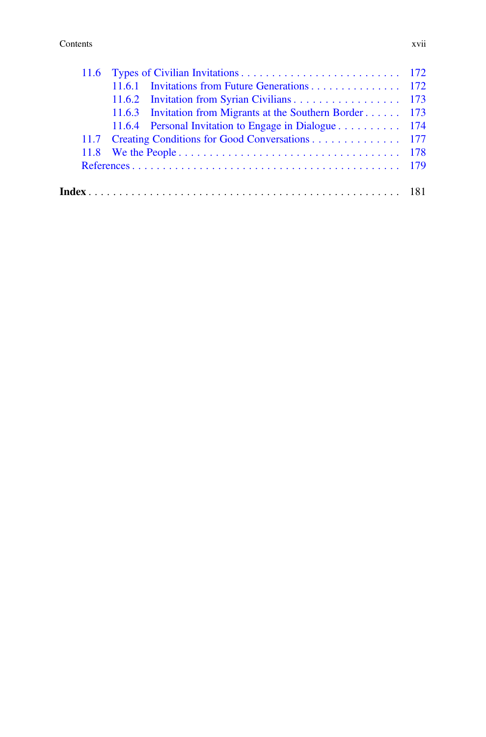- 11.6 Types of Civilian Invitations . . . . . . . . . . . . . . . . . . . . . . . . . . 172
  - 11.6.1 Invitations from Future Generations . . . . . . . . . . . . . . . 172
  - 11.6.2 Invitation from Syrian Civilians . . . . . . . . . . . . . . . . . . 173
  - 11.6.3 Invitation from Migrants at the Southern Border . . . . . . 173
  - 11.6.4 Personal Invitation to Engage in Dialogue . . . . . . . . . . 174
- 11.7 Creating Conditions for Good Conversations . . . . . . . . . . . . . . 177
- 11.8 We the People . . . . . . . . . . . . . . . . . . . . . . . . . . . . . . . . . . . . 178
- References . . . . . . . . . . . . . . . . . . . . . . . . . . . . . . . . . . . . . . . . . . 179

**Index** . . . . . . . . . . . . . . . . . . . . . . . . . . . . . . . . . . . . . . . . . . . . . . . . 181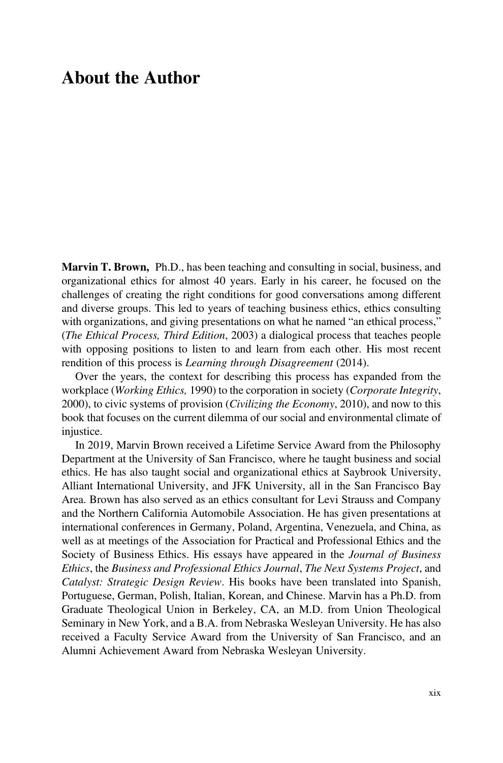# About the Author

**Marvin T. Brown,** Ph.D., has been teaching and consulting in social, business, and organizational ethics for almost 40 years. Early in his career, he focused on the challenges of creating the right conditions for good conversations among different and diverse groups. This led to years of teaching business ethics, ethics consulting with organizations, and giving presentations on what he named "an ethical process," (*The Ethical Process, Third Edition*, 2003) a dialogical process that teaches people with opposing positions to listen to and learn from each other. His most recent rendition of this process is *Learning through Disagreement* (2014).

Over the years, the context for describing this process has expanded from the workplace (*Working Ethics,* 1990) to the corporation in society (*Corporate Integrity*, 2000), to civic systems of provision (*Civilizing the Economy*, 2010), and now to this book that focuses on the current dilemma of our social and environmental climate of injustice.

In 2019, Marvin Brown received a Lifetime Service Award from the Philosophy Department at the University of San Francisco, where he taught business and social ethics. He has also taught social and organizational ethics at Saybrook University, Alliant International University, and JFK University, all in the San Francisco Bay Area. Brown has also served as an ethics consultant for Levi Strauss and Company and the Northern California Automobile Association. He has given presentations at international conferences in Germany, Poland, Argentina, Venezuela, and China, as well as at meetings of the Association for Practical and Professional Ethics and the Society of Business Ethics. His essays have appeared in the *Journal of Business Ethics*, the *Business and Professional Ethics Journal*, *The Next Systems Project*, and *Catalyst: Strategic Design Review*. His books have been translated into Spanish, Portuguese, German, Polish, Italian, Korean, and Chinese. Marvin has a Ph.D. from Graduate Theological Union in Berkeley, CA, an M.D. from Union Theological Seminary in New York, and a B.A. from Nebraska Wesleyan University. He has also received a Faculty Service Award from the University of San Francisco, and an Alumni Achievement Award from Nebraska Wesleyan University.